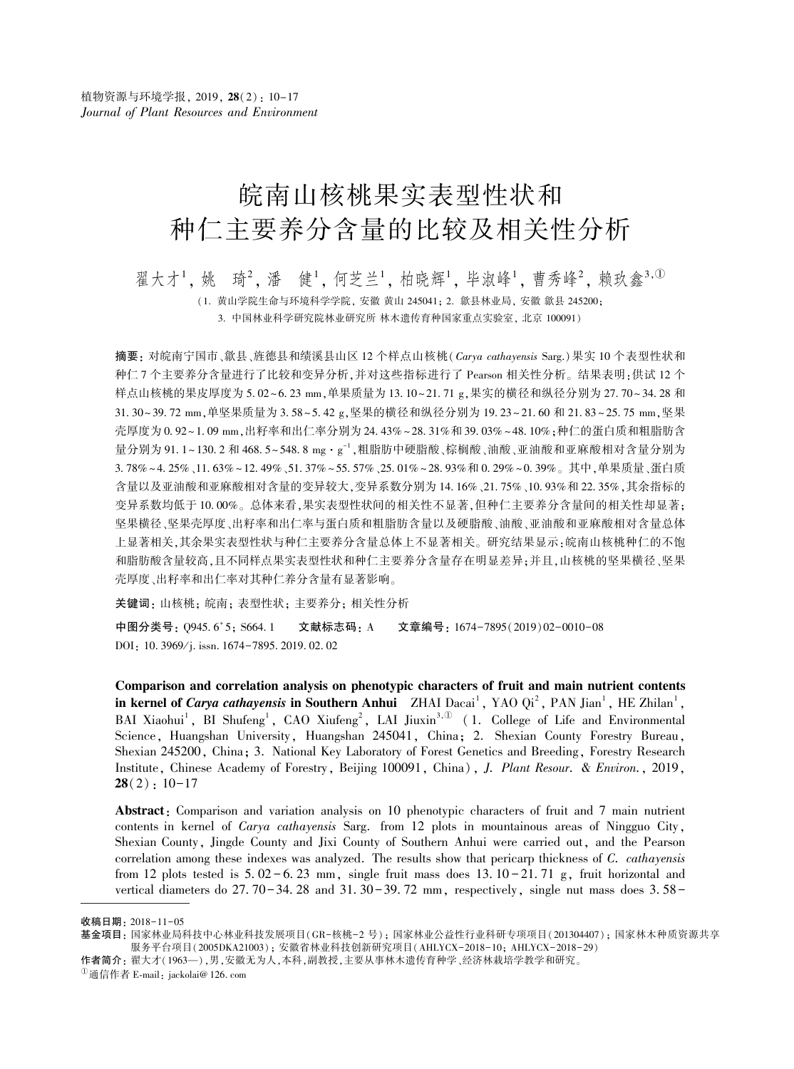# 皖南山核桃果实表型性状和种仁主要养分含量的比较及相关性分析

翟大才[1], 姚　琦[2], 潘　健[1], 何芝兰[1], 柏晓辉[1], 毕淑峰[1], 曹秀峰[2], 赖玖鑫[3,①]

（1. 黄山学院生命与环境科学学院, 安徽 黄山 245041; 2. 歙县林业局, 安徽 歙县 245200; 3. 中国林业科学研究院林业研究所 林木遗传育种国家重点实验室, 北京 100091）

**摘要**：对皖南宁国市、歙县、旌德县和绩溪县山区 12 个样点山核桃（*Carya cathayensis* Sarg.）果实 10 个表型性状和种仁 7 个主要养分含量进行了比较和变异分析，并对这些指标进行了 Pearson 相关性分析。结果表明：供试 12 个样点山核桃的果皮厚度为 5.02~6.23 mm，单果质量为 13.10~21.71 g，果实的横径和纵径分别为 27.70~34.28 和 31.30~39.72 mm，单坚果质量为 3.58~5.42 g，坚果的横径和纵径分别为 19.23~21.60 和 21.83~25.75 mm，坚果壳厚度为 0.92~1.09 mm，出籽率和出仁率分别为 24.43%~28.31%和 39.03%~48.10%；种仁的蛋白质和粗脂肪含量分别为 91.1~130.2 和 468.5~548.8 mg·g$^{-1}$，粗脂肪中硬脂酸、棕榈酸、油酸、亚油酸和亚麻酸相对含量分别为 3.78%~4.25%、11.63%~12.49%、51.37%~55.57%、25.01%~28.93%和 0.29%~0.39%。其中，单果质量、蛋白质含量以及亚油酸和亚麻酸相对含量的变异较大，变异系数分别为 14.16%、21.75%、10.93%和 22.35%，其余指标的变异系数均低于 10.00%。总体来看，果实表型性状间的相关性不显著，但种仁主要养分含量间的相关性却显著；坚果横径、坚果壳厚度、出籽率和出仁率与蛋白质和粗脂肪含量以及硬脂酸、油酸、亚油酸和亚麻酸相对含量总体上显著相关，其余果实表型性状与种仁主要养分含量总体上不显著相关。研究结果显示：皖南山核桃种仁的不饱和脂肪酸含量较高，且不同样点果实表型性状和种仁主要养分含量存在明显差异；并且，山核桃的坚果横径、坚果壳厚度、出籽率和出仁率对其种仁养分含量有显著影响。

**关键词**：山核桃；皖南；表型性状；主要养分；相关性分析

**中图分类号**：Q945.6$^{+}$5；S664.1　　**文献标志码**：A　　**文章编号**：1674-7895(2019)02-0010-08

DOI：10.3969/j.issn.1674-7895.2019.02.02

**Comparison and correlation analysis on phenotypic characters of fruit and main nutrient contents in kernel of *Carya cathayensis* in Southern Anhui**　ZHAI Dacai[1], YAO Qi[2], PAN Jian[1], HE Zhilan[1], BAI Xiaohui[1], BI Shufeng[1], CAO Xiufeng[2], LAI Jiuxin[3,①] (1. College of Life and Environmental Science, Huangshan University, Huangshan 245041, China; 2. Shexian County Forestry Bureau, Shexian 245200, China; 3. National Key Laboratory of Forest Genetics and Breeding, Forestry Research Institute, Chinese Academy of Forestry, Beijing 100091, China), *J. Plant Resour. & Environ.*, 2019, **28**(2): 10-17

**Abstract**: Comparison and variation analysis on 10 phenotypic characters of fruit and 7 main nutrient contents in kernel of *Carya cathayensis* Sarg. from 12 plots in mountainous areas of Ningguo City, Shexian County, Jingde County and Jixi County of Southern Anhui were carried out, and the Pearson correlation among these indexes was analyzed. The results show that pericarp thickness of *C. cathayensis* from 12 plots tested is 5.02-6.23 mm, single fruit mass does 13.10-21.71 g, fruit horizontal and vertical diameters do 27.70-34.28 and 31.30-39.72 mm, respectively, single nut mass does 3.58-

---

收稿日期：2018-11-05

基金项目：国家林业局科技中心林业科技发展项目（GR-核桃-2 号）；国家林业公益性行业科研专项项目（201304407）；国家林木种质资源共享服务平台项目（2005DKA21003）；安徽省林业科技创新研究项目（AHLYCX-2018-10；AHLYCX-2018-29）

作者简介：翟大才（1963—），男，安徽无为人，本科，副教授，主要从事林木遗传育种学、经济林栽培学教学和研究。

①通信作者 E-mail：jackolai@126.com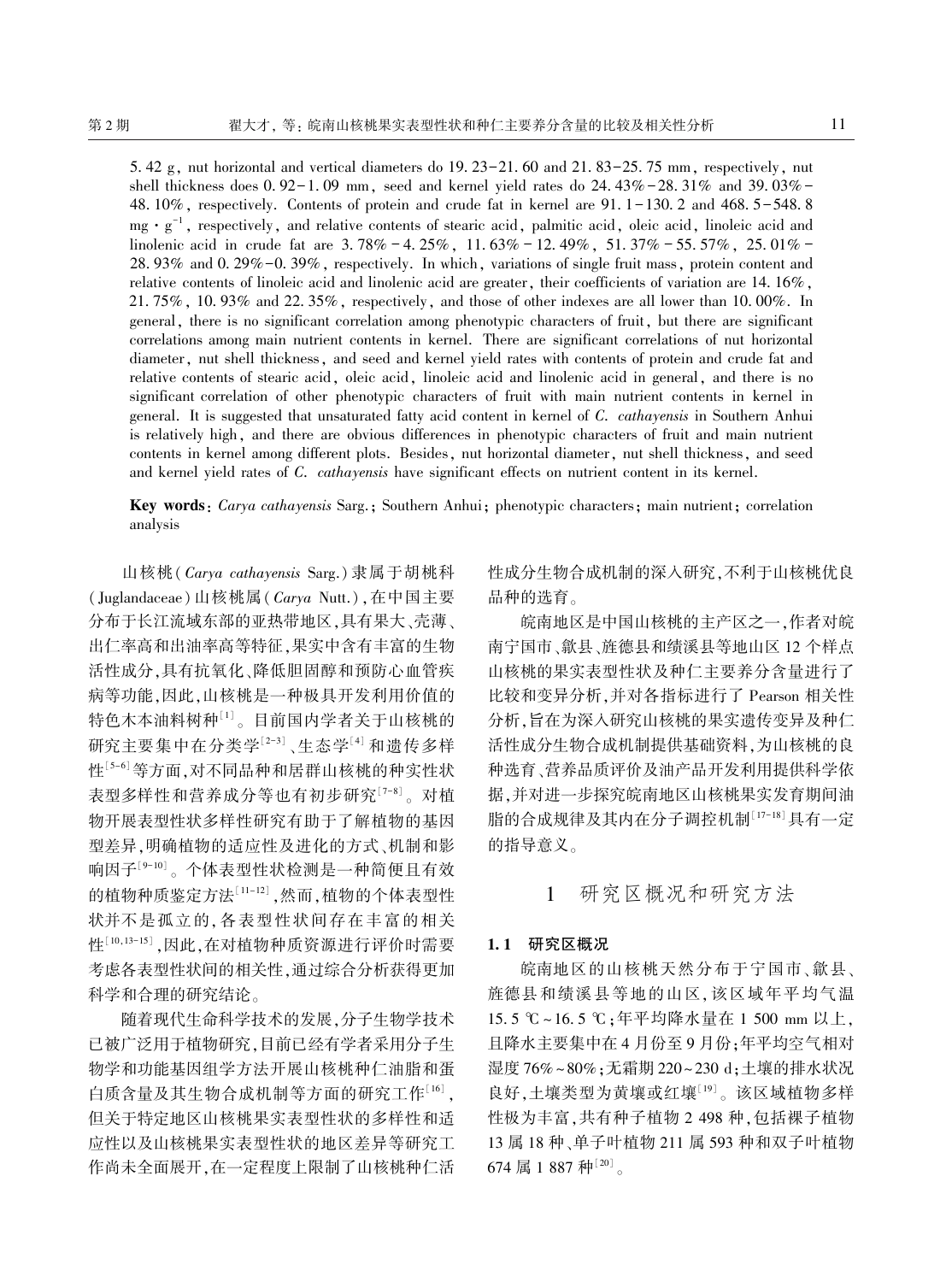5.42 g, nut horizontal and vertical diameters do 19.23–21.60 and 21.83–25.75 mm, respectively, nut shell thickness does 0.92–1.09 mm, seed and kernel yield rates do 24.43%–28.31% and 39.03%–48.10%, respectively. Contents of protein and crude fat in kernel are 91.1–130.2 and 468.5–548.8 mg · g$^{-1}$, respectively, and relative contents of stearic acid, palmitic acid, oleic acid, linoleic acid and linolenic acid in crude fat are 3.78%–4.25%, 11.63%–12.49%, 51.37%–55.57%, 25.01%–28.93% and 0.29%–0.39%, respectively. In which, variations of single fruit mass, protein content and relative contents of linoleic acid and linolenic acid are greater, their coefficients of variation are 14.16%, 21.75%, 10.93% and 22.35%, respectively, and those of other indexes are all lower than 10.00%. In general, there is no significant correlation among phenotypic characters of fruit, but there are significant correlations among main nutrient contents in kernel. There are significant correlations of nut horizontal diameter, nut shell thickness, and seed and kernel yield rates with contents of protein and crude fat and relative contents of stearic acid, oleic acid, linoleic acid and linolenic acid in general, and there is no significant correlation of other phenotypic characters of fruit with main nutrient contents in kernel in general. It is suggested that unsaturated fatty acid content in kernel of *C. cathayensis* in Southern Anhui is relatively high, and there are obvious differences in phenotypic characters of fruit and main nutrient contents in kernel among different plots. Besides, nut horizontal diameter, nut shell thickness, and seed and kernel yield rates of *C. cathayensis* have significant effects on nutrient content in its kernel.

**Key words**: *Carya cathayensis* Sarg.; Southern Anhui; phenotypic characters; main nutrient; correlation analysis

山核桃(*Carya cathayensis* Sarg.)隶属于胡桃科(Juglandaceae)山核桃属(*Carya* Nutt.),在中国主要分布于长江流域东部的亚热带地区,具有果大、壳薄、出仁率高和出油率高等特征,果实中含有丰富的生物活性成分,具有抗氧化、降低胆固醇和预防心血管疾病等功能,因此,山核桃是一种极具开发利用价值的特色木本油料树种[1]。目前国内学者关于山核桃的研究主要集中在分类学[2-3]、生态学[4]和遗传多样性[5-6]等方面,对不同品种和居群山核桃的种实性状表型多样性和营养成分等也有初步研究[7-8]。对植物开展表型性状多样性研究有助于了解植物的基因型差异,明确植物的适应性及进化的方式、机制和影响因子[9-10]。个体表型性状检测是一种简便且有效的植物种质鉴定方法[11-12],然而,植物的个体表型性状并不是孤立的,各表型性状间存在丰富的相关性[10,13-15],因此,在对植物种质资源进行评价时需要考虑各表型性状间的相关性,通过综合分析获得更加科学和合理的研究结论。

随着现代生命科学技术的发展,分子生物学技术已被广泛用于植物研究,目前已经有学者采用分子生物学和功能基因组学方法开展山核桃种仁油脂和蛋白质含量及其生物合成机制等方面的研究工作[16],但关于特定地区山核桃果实表型性状的多样性和适应性以及山核桃果实表型性状的地区差异等研究工作尚未全面展开,在一定程度上限制了山核桃种仁活性成分生物合成机制的深入研究,不利于山核桃优良品种的选育。

皖南地区是中国山核桃的主产区之一,作者对皖南宁国市、歙县、旌德县和绩溪县等地山区12个样点山核桃的果实表型性状及种仁主要养分含量进行了比较和变异分析,并对各指标进行了Pearson相关性分析,旨在为深入研究山核桃的果实遗传变异及种仁活性成分生物合成机制提供基础资料,为山核桃的良种选育、营养品质评价及油产品开发利用提供科学依据,并对进一步探究皖南地区山核桃果实发育期间油脂的合成规律及其内在分子调控机制[17-18]具有一定的指导意义。

## 1 研究区概况和研究方法

### 1.1 研究区概况

皖南地区的山核桃天然分布于宁国市、歙县、旌德县和绩溪县等地的山区,该区域年平均气温15.5 ℃~16.5 ℃;年平均降水量在1 500 mm以上,且降水主要集中在4月份至9月份;年平均空气相对湿度76%~80%;无霜期220~230 d;土壤的排水状况良好,土壤类型为黄壤或红壤[19]。该区域植物多样性极为丰富,共有种子植物2 498种,包括裸子植物13属18种、单子叶植物211属593种和双子叶植物674属1 887种[20]。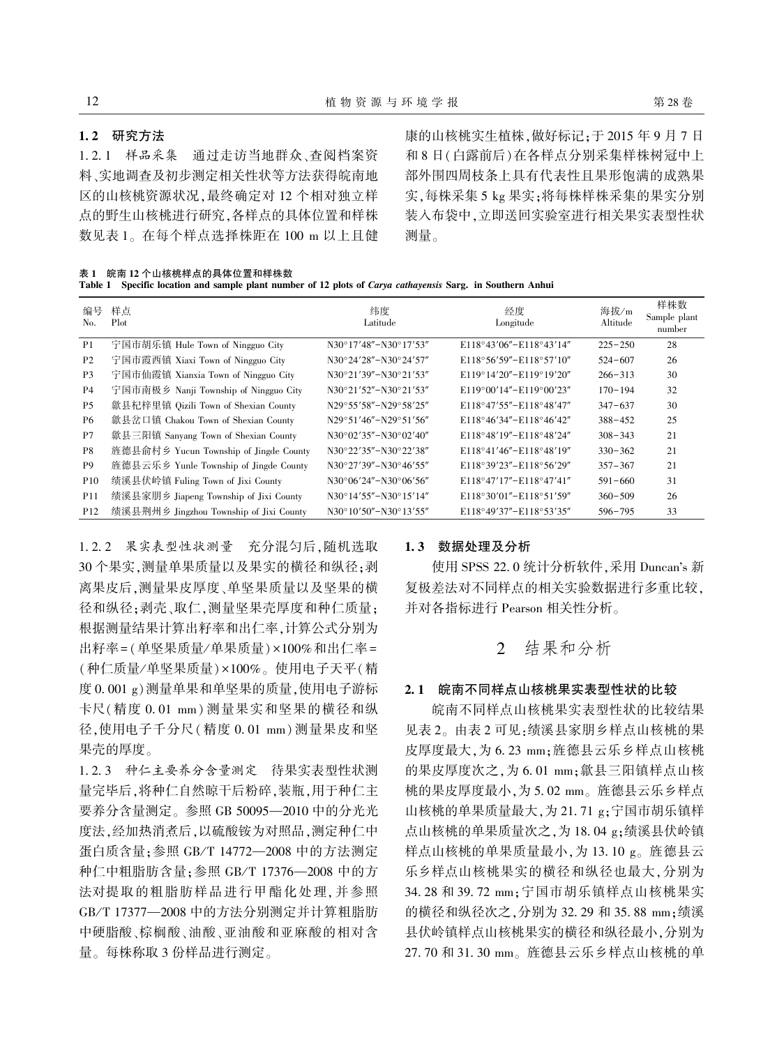### 1.2 研究方法

1.2.1 样品采集　通过走访当地群众、查阅档案资料、实地调查及初步测定相关性状等方法获得皖南地区的山核桃资源状况，最终确定对 12 个相对独立样点的野生山核桃进行研究，各样点的具体位置和样株数见表 1。在每个样点选择株距在 100 m 以上且健康的山核桃实生植株，做好标记；于 2015 年 9 月 7 日和 8 日（白露前后）在各样点分别采集样株树冠中上部外围四周枝条上具有代表性且果形饱满的成熟果实，每株采集 5 kg 果实；将每株样株采集的果实分别装入布袋中，立即送回实验室进行相关果实表型性状测量。

表 1　皖南 12 个山核桃样点的具体位置和样株数
Table 1　Specific location and sample plant number of 12 plots of *Carya cathayensis* Sarg. in Southern Anhui

| 编号 No. | 样点 Plot | 纬度 Latitude | 经度 Longitude | 海拔/m Altitude | 样株数 Sample plant number |
|---|---|---|---|---|---|
| P1 | 宁国市胡乐镇 Hule Town of Ningguo City | N30°17′48″–N30°17′53″ | E118°43′06″–E118°43′14″ | 225–250 | 28 |
| P2 | 宁国市霞西镇 Xiaxi Town of Ningguo City | N30°24′28″–N30°24′57″ | E118°56′59″–E118°57′10″ | 524–607 | 26 |
| P3 | 宁国市仙霞镇 Xianxia Town of Ningguo City | N30°21′39″–N30°21′53″ | E119°14′20″–E119°19′20″ | 266–313 | 30 |
| P4 | 宁国市南极乡 Nanji Township of Ningguo City | N30°21′52″–N30°21′53″ | E119°00′14″–E119°00′23″ | 170–194 | 32 |
| P5 | 歙县杞梓里镇 Qizili Town of Shexian County | N29°55′58″–N29°58′25″ | E118°47′55″–E118°48′47″ | 347–637 | 30 |
| P6 | 歙县岔口镇 Chakou Town of Shexian County | N29°51′46″–N29°51′56″ | E118°46′34″–E118°46′42″ | 388–452 | 25 |
| P7 | 歙县三阳镇 Sanyang Town of Shexian County | N30°02′35″–N30°02′40″ | E118°48′19″–E118°48′24″ | 308–343 | 21 |
| P8 | 旌德县俞村乡 Yucun Township of Jingde County | N30°22′35″–N30°22′38″ | E118°41′46″–E118°48′19″ | 330–362 | 21 |
| P9 | 旌德县云乐乡 Yunle Township of Jingde County | N30°27′39″–N30°46′55″ | E118°39′23″–E118°56′29″ | 357–367 | 21 |
| P10 | 绩溪县伏岭镇 Fuling Town of Jixi County | N30°06′24″–N30°06′56″ | E118°47′17″–E118°47′41″ | 591–660 | 31 |
| P11 | 绩溪县家朋乡 Jiapeng Township of Jixi County | N30°14′55″–N30°15′14″ | E118°30′01″–E118°51′59″ | 360–509 | 26 |
| P12 | 绩溪县荆州乡 Jingzhou Township of Jixi County | N30°10′50″–N30°13′55″ | E118°49′37″–E118°53′35″ | 596–795 | 33 |

1.2.2 果实表型性状测量　充分混匀后，随机选取 30 个果实，测量单果质量以及果实的横径和纵径；剥离果皮后，测量果皮厚度、单坚果质量以及坚果的横径和纵径；剥壳、取仁，测量坚果壳厚度和种仁质量；根据测量结果计算出籽率和出仁率，计算公式分别为出籽率=（单坚果质量/单果质量）×100%和出仁率=（种仁质量/单坚果质量）×100%。使用电子天平（精度 0.001 g）测量单果和单坚果的质量，使用电子游标卡尺（精度 0.01 mm）测量果实和坚果的横径和纵径，使用电子千分尺（精度 0.01 mm）测量果皮和坚果壳的厚度。

1.2.3 种仁主要养分含量测定　待果实表型性状测量完毕后，将种仁自然晾干后粉碎，装瓶，用于种仁主要养分含量测定。参照 GB 50095—2010 中的分光光度法，经加热消煮后，以硫酸铵为对照品，测定种仁中蛋白质含量；参照 GB/T 14772—2008 中的方法测定种仁中粗脂肪含量；参照 GB/T 17376—2008 中的方法对提取的粗脂肪样品进行甲酯化处理，并参照 GB/T 17377—2008 中的方法分别测定并计算粗脂肪中硬脂酸、棕榈酸、油酸、亚油酸和亚麻酸的相对含量。每株称取 3 份样品进行测定。

### 1.3 数据处理及分析

使用 SPSS 22.0 统计分析软件，采用 Duncan's 新复极差法对不同样点的相关实验数据进行多重比较，并对各指标进行 Pearson 相关性分析。

## 2 结果和分析

### 2.1 皖南不同样点山核桃果实表型性状的比较

皖南不同样点山核桃果实表型性状的比较结果见表 2。由表 2 可见：绩溪县家朋乡样点山核桃的果皮厚度最大，为 6.23 mm；旌德县云乐乡样点山核桃的果皮厚度次之，为 6.01 mm；歙县三阳镇样点山核桃的果皮厚度最小，为 5.02 mm。旌德县云乐乡样点山核桃的单果质量最大，为 21.71 g；宁国市胡乐镇样点山核桃的单果质量次之，为 18.04 g；绩溪县伏岭镇样点山核桃的单果质量最小，为 13.10 g。旌德县云乐乡样点山核桃果实的横径和纵径也最大，分别为 34.28 和 39.72 mm；宁国市胡乐镇样点山核桃果实的横径和纵径次之，分别为 32.29 和 35.88 mm；绩溪县伏岭镇样点山核桃果实的横径和纵径最小，分别为 27.70 和 31.30 mm。旌德县云乐乡样点山核桃的单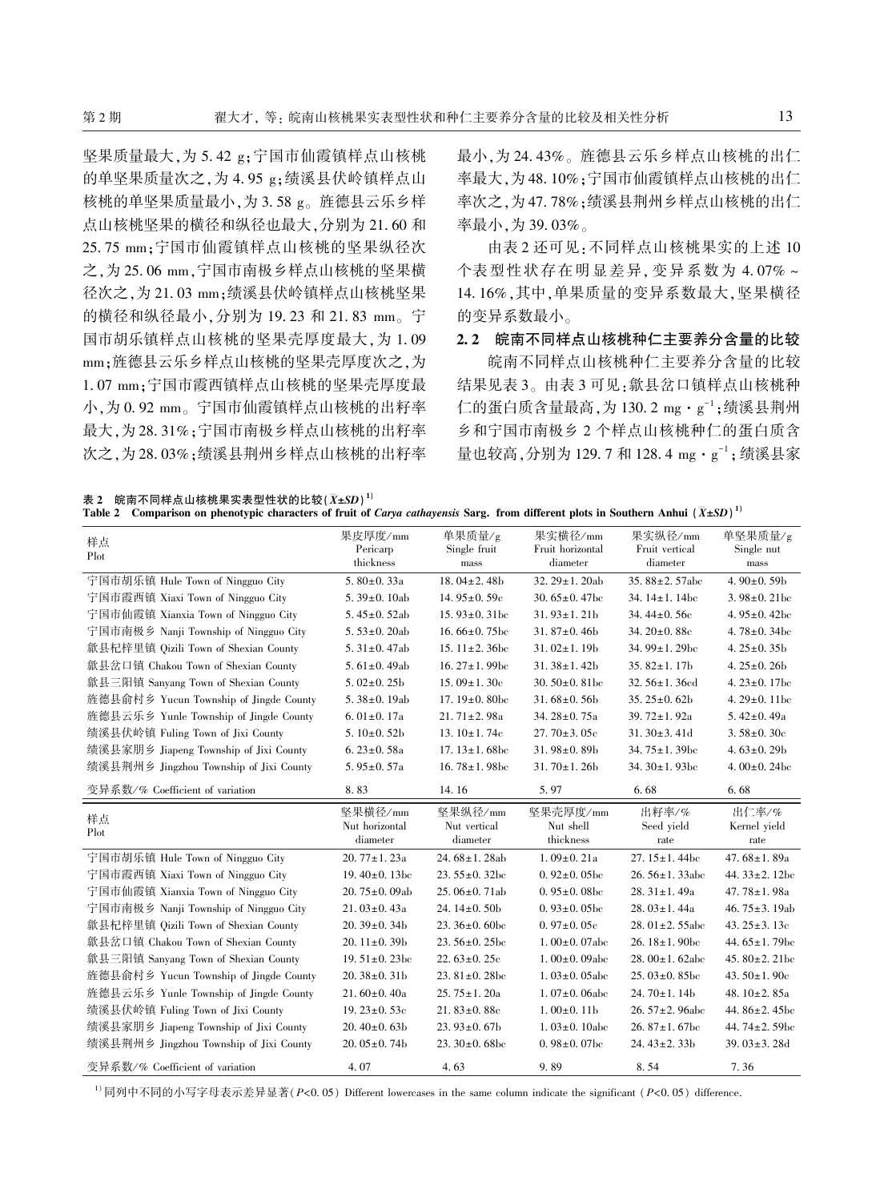坚果质量最大，为 5.42 g；宁国市仙霞镇样点山核桃的单坚果质量次之，为 4.95 g；绩溪县伏岭镇样点山核桃的单坚果质量最小，为 3.58 g。旌德县云乐乡样点山核桃坚果的横径和纵径也最大，分别为 21.60 和 25.75 mm；宁国市仙霞镇样点山核桃的坚果纵径次之，为 25.06 mm，宁国市南极乡样点山核桃的坚果横径次之，为 21.03 mm；绩溪县伏岭镇样点山核桃坚果的横径和纵径最小，分别为 19.23 和 21.83 mm。宁国市胡乐镇样点山核桃的坚果壳厚度最大，为 1.09 mm；旌德县云乐乡样点山核桃的坚果壳厚度次之，为 1.07 mm；宁国市霞西镇样点山核桃的坚果壳厚度最小，为 0.92 mm。宁国市仙霞镇样点山核桃的出籽率最大，为 28.31%；宁国市南极乡样点山核桃的出籽率次之，为 28.03%；绩溪县荆州乡样点山核桃的出籽率最小，为 24.43%。旌德县云乐乡样点山核桃的出仁率最大，为 48.10%；宁国市仙霞镇样点山核桃的出仁率次之，为 47.78%；绩溪县荆州乡样点山核桃的出仁率最小，为 39.03%。

由表 2 还可见：不同样点山核桃果实的上述 10 个表型性状存在明显差异，变异系数为 4.07% ~ 14.16%，其中，单果质量的变异系数最大，坚果横径的变异系数最小。

## 2.2 皖南不同样点山核桃种仁主要养分含量的比较

皖南不同样点山核桃种仁主要养分含量的比较结果见表 3。由表 3 可见：歙县岔口镇样点山核桃种仁的蛋白质含量最高，为 130.2 mg · g$^{-1}$；绩溪县荆州乡和宁国市南极乡 2 个样点山核桃种仁的蛋白质含量也较高，分别为 129.7 和 128.4 mg · g$^{-1}$；绩溪县家

表 2 皖南不同样点山核桃果实表型性状的比较($\bar{X}$±$SD$)[1)]

Table 2 Comparison on phenotypic characters of fruit of *Carya cathayensis* Sarg. from different plots in Southern Anhui ($\bar{X}$±$SD$)[1)]

| 样点 Plot | 果皮厚度/mm Pericarp thickness | 单果质量/g Single fruit mass | 果实横径/mm Fruit horizontal diameter | 果实纵径/mm Fruit vertical diameter | 单坚果质量/g Single nut mass |
|---|---|---|---|---|---|
| 宁国市胡乐镇 Hule Town of Ningguo City | 5.80±0.33a | 18.04±2.48b | 32.29±1.20ab | 35.88±2.57abc | 4.90±0.59b |
| 宁国市霞西镇 Xiaxi Town of Ningguo City | 5.39±0.10ab | 14.95±0.59c | 30.65±0.47bc | 34.14±1.14bc | 3.98±0.21bc |
| 宁国市仙霞镇 Xianxia Town of Ningguo City | 5.45±0.52ab | 15.93±0.31bc | 31.93±1.21b | 34.44±0.56c | 4.95±0.42bc |
| 宁国市南极乡 Nanji Township of Ningguo City | 5.53±0.20ab | 16.66±0.75bc | 31.87±0.46b | 34.20±0.88c | 4.78±0.34bc |
| 歙县杞梓里镇 Qizili Town of Shexian County | 5.31±0.47ab | 15.11±2.36bc | 31.02±1.19b | 34.99±1.29bc | 4.25±0.35b |
| 歙县岔口镇 Chakou Town of Shexian County | 5.61±0.49ab | 16.27±1.99bc | 31.38±1.42b | 35.82±1.17b | 4.25±0.26b |
| 歙县三阳镇 Sanyang Town of Shexian County | 5.02±0.25b | 15.09±1.30c | 30.50±0.81bc | 32.56±1.36cd | 4.23±0.17bc |
| 旌德县俞村乡 Yucun Township of Jingde County | 5.38±0.19ab | 17.19±0.80bc | 31.68±0.56b | 35.25±0.62b | 4.29±0.11bc |
| 旌德县云乐乡 Yunle Township of Jingde County | 6.01±0.17a | 21.71±2.98a | 34.28±0.75a | 39.72±1.92a | 5.42±0.49a |
| 绩溪县伏岭镇 Fuling Town of Jixi County | 5.10±0.52b | 13.10±1.74c | 27.70±3.05c | 31.30±3.41d | 3.58±0.30c |
| 绩溪县家朋乡 Jiapeng Township of Jixi County | 6.23±0.58a | 17.13±1.68bc | 31.98±0.89b | 34.75±1.39bc | 4.63±0.29b |
| 绩溪县荆州乡 Jingzhou Township of Jixi County | 5.95±0.57a | 16.78±1.98bc | 31.70±1.26b | 34.30±1.93bc | 4.00±0.24bc |
| 变异系数/% Coefficient of variation | 8.83 | 14.16 | 5.97 | 6.68 | 6.68 |
| **样点 Plot** | **坚果横径/mm Nut horizontal diameter** | **坚果纵径/mm Nut vertical diameter** | **坚果壳厚度/mm Nut shell thickness** | **出籽率/% Seed yield rate** | **出仁率/% Kernel yield rate** |
| 宁国市胡乐镇 Hule Town of Ningguo City | 20.77±1.23a | 24.68±1.28ab | 1.09±0.21a | 27.15±1.44bc | 47.68±1.89a |
| 宁国市霞西镇 Xiaxi Town of Ningguo City | 19.40±0.13bc | 23.55±0.32bc | 0.92±0.05bc | 26.56±1.33abc | 44.33±2.12bc |
| 宁国市仙霞镇 Xianxia Town of Ningguo City | 20.75±0.09ab | 25.06±0.71ab | 0.95±0.08bc | 28.31±1.49a | 47.78±1.98a |
| 宁国市南极乡 Nanji Township of Ningguo City | 21.03±0.43a | 24.14±0.50b | 0.93±0.05bc | 28.03±1.44a | 46.75±3.19ab |
| 歙县杞梓里镇 Qizili Town of Shexian County | 20.39±0.34b | 23.36±0.60bc | 0.97±0.05c | 28.01±2.55abc | 43.25±3.13c |
| 歙县岔口镇 Chakou Town of Shexian County | 20.11±0.39b | 23.56±0.25bc | 1.00±0.07abc | 26.18±1.90bc | 44.65±1.79bc |
| 歙县三阳镇 Sanyang Town of Shexian County | 19.51±0.23bc | 22.63±0.25c | 1.00±0.09abc | 28.00±1.62abc | 45.80±2.21bc |
| 旌德县俞村乡 Yucun Township of Jingde County | 20.38±0.31b | 23.81±0.28bc | 1.03±0.05abc | 25.03±0.85bc | 43.50±1.90c |
| 旌德县云乐乡 Yunle Township of Jingde County | 21.60±0.40a | 25.75±1.20a | 1.07±0.06abc | 24.70±1.14b | 48.10±2.85a |
| 绩溪县伏岭镇 Fuling Town of Jixi County | 19.23±0.53c | 21.83±0.88c | 1.00±0.11b | 26.57±2.96abc | 44.86±2.45bc |
| 绩溪县家朋乡 Jiapeng Township of Jixi County | 20.40±0.63b | 23.93±0.67b | 1.03±0.10abc | 26.87±1.67bc | 44.74±2.59bc |
| 绩溪县荆州乡 Jingzhou Township of Jixi County | 20.05±0.74b | 23.30±0.68bc | 0.98±0.07bc | 24.43±2.33b | 39.03±3.28d |
| 变异系数/% Coefficient of variation | 4.07 | 4.63 | 9.89 | 8.54 | 7.36 |

1) 同列中不同的小写字母表示差异显著($P$<0.05) Different lowercases in the same column indicate the significant ($P$<0.05) difference.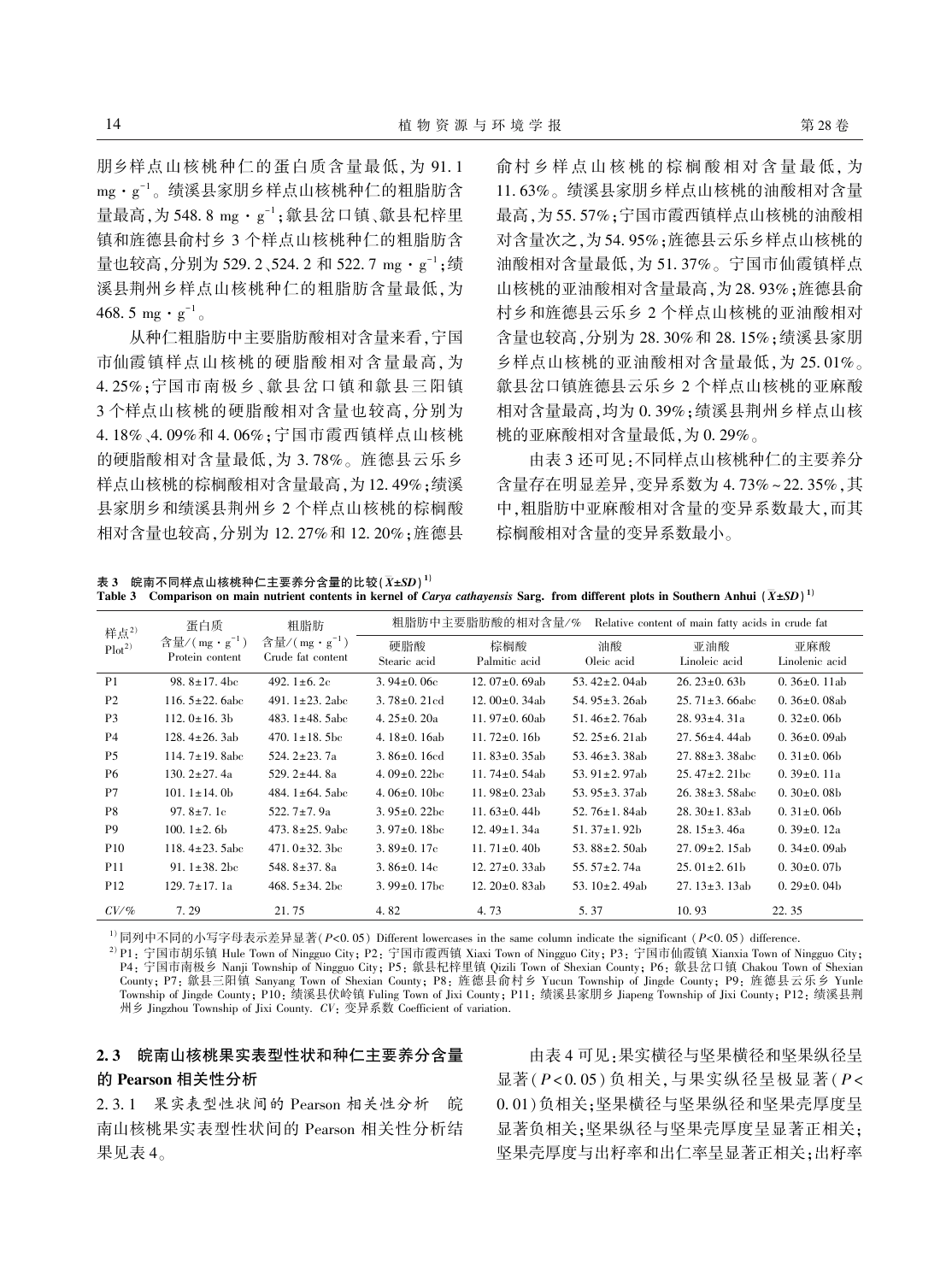朋乡样点山核桃种仁的蛋白质含量最低，为 91.1 mg·g$^{-1}$。绩溪县家朋乡样点山核桃种仁的粗脂肪含量最高，为 548.8 mg·g$^{-1}$；歙县岔口镇、歙县杞梓里镇和旌德县俞村乡 3 个样点山核桃种仁的粗脂肪含量也较高，分别为 529.2、524.2 和 522.7 mg·g$^{-1}$；绩溪县荆州乡样点山核桃种仁的粗脂肪含量最低，为 468.5 mg·g$^{-1}$。

从种仁粗脂肪中主要脂肪酸相对含量来看，宁国市仙霞镇样点山核桃的硬脂酸相对含量最高，为 4.25%；宁国市南极乡、歙县岔口镇和歙县三阳镇 3 个样点山核桃的硬脂酸相对含量也较高，分别为 4.18%、4.09%和 4.06%；宁国市霞西镇样点山核桃的硬脂酸相对含量最低，为 3.78%。旌德县云乐乡样点山核桃的棕榈酸相对含量最高，为 12.49%；绩溪县家朋乡和绩溪县荆州乡 2 个样点山核桃的棕榈酸相对含量也较高，分别为 12.27%和 12.20%；旌德县俞村乡样点山核桃的棕榈酸相对含量最低，为 11.63%。绩溪县家朋乡样点山核桃的油酸相对含量最高，为 55.57%；宁国市霞西镇样点山核桃的油酸相对含量次之，为 54.95%；旌德县云乐乡样点山核桃的油酸相对含量最低，为 51.37%。宁国市仙霞镇样点山核桃的亚油酸相对含量最高，为 28.93%；旌德县俞村乡和旌德县云乐乡 2 个样点山核桃的亚油酸相对含量也较高，分别为 28.30%和 28.15%；绩溪县家朋乡样点山核桃的亚油酸相对含量最低，为 25.01%。歙县岔口镇旌德县云乐乡 2 个样点山核桃的亚麻酸相对含量最高，均为 0.39%；绩溪县荆州乡样点山核桃的亚麻酸相对含量最低，为 0.29%。

由表 3 还可见：不同样点山核桃种仁的主要养分含量存在明显差异，变异系数为 4.73%~22.35%，其中，粗脂肪中亚麻酸相对含量的变异系数最大，而其棕榈酸相对含量的变异系数最小。

表 3　皖南不同样点山核桃种仁主要养分含量的比较($\bar{X}$±*SD*)[1)]

Table 3　Comparison on main nutrient contents in kernel of *Carya cathayensis* Sarg. from different plots in Southern Anhui ($\bar{X}$±*SD*)[1)]

| 样点[2)] Plot[2)] | 蛋白质含量/(mg·g$^{-1}$) Protein content | 粗脂肪含量/(mg·g$^{-1}$) Crude fat content | 粗脂肪中主要脂肪酸的相对含量/%　Relative content of main fatty acids in crude fat | | | | |
|---|---|---|---|---|---|---|---|
| | | | 硬脂酸 Stearic acid | 棕榈酸 Palmitic acid | 油酸 Oleic acid | 亚油酸 Linoleic acid | 亚麻酸 Linolenic acid |
| P1 | 98.8±17.4bc | 492.1±6.2c | 3.94±0.06c | 12.07±0.69ab | 53.42±2.04ab | 26.23±0.63b | 0.36±0.11ab |
| P2 | 116.5±22.6abc | 491.1±23.2abc | 3.78±0.21cd | 12.00±0.34ab | 54.95±3.26ab | 25.71±3.66abc | 0.36±0.08ab |
| P3 | 112.0±16.3b | 483.1±48.5abc | 4.25±0.20a | 11.97±0.60ab | 51.46±2.76ab | 28.93±4.31a | 0.32±0.06b |
| P4 | 128.4±26.3ab | 470.1±18.5bc | 4.18±0.16ab | 11.72±0.16b | 52.25±6.21ab | 27.56±4.44ab | 0.36±0.09ab |
| P5 | 114.7±19.8abc | 524.2±23.7a | 3.86±0.16cd | 11.83±0.35ab | 53.46±3.38ab | 27.88±3.38abc | 0.31±0.06b |
| P6 | 130.2±27.4a | 529.2±44.8a | 4.09±0.22bc | 11.74±0.54ab | 53.91±2.97ab | 25.47±2.21bc | 0.39±0.11a |
| P7 | 101.1±14.0b | 484.1±64.5abc | 4.06±0.10bc | 11.98±0.23ab | 53.95±3.37ab | 26.38±3.58abc | 0.30±0.08b |
| P8 | 97.8±7.1c | 522.7±7.9a | 3.95±0.22bc | 11.63±0.44b | 52.76±1.84ab | 28.30±1.83ab | 0.31±0.06b |
| P9 | 100.1±2.6b | 473.8±25.9abc | 3.97±0.18bc | 12.49±1.34a | 51.37±1.92b | 28.15±3.46a | 0.39±0.12a |
| P10 | 118.4±23.5abc | 471.0±32.3bc | 3.89±0.17c | 11.71±0.40b | 53.88±2.50ab | 27.09±2.15ab | 0.34±0.09ab |
| P11 | 91.1±38.2bc | 548.8±37.9a | 3.86±0.14c | 12.27±0.33ab | 55.57±2.74a | 25.01±2.61b | 0.30±0.07b |
| P12 | 129.7±17.1a | 468.5±34.2bc | 3.99±0.17bc | 12.20±0.83ab | 53.10±2.49ab | 27.13±3.13ab | 0.29±0.04b |
| *CV*/% | 7.29 | 21.75 | 4.82 | 4.73 | 5.37 | 10.93 | 22.35 |

[1)] 同列中不同的小写字母表示差异显著($P$<0.05) Different lowercases in the same column indicate the significant ($P$<0.05) difference.

[2)] P1：宁国市胡乐镇 Hule Town of Ningguo City；P2：宁国市霞西镇 Xiaxi Town of Ningguo City；P3：宁国市仙霞镇 Xianxia Town of Ningguo City；P4：宁国市南极乡 Nanji Township of Ningguo City；P5：歙县杞梓里镇 Qizili Town of Shexian County；P6：歙县岔口镇 Chakou Town of Shexian County；P7：歙县三阳镇 Sanyang Town of Shexian County；P8：旌德县俞村乡 Yucun Township of Jingde County；P9：旌德县云乐乡 Yunle Township of Jingde County；P10：绩溪县伏岭镇 Fuling Town of Jixi County；P11：绩溪县家朋乡 Jiapeng Township of Jixi County；P12：绩溪县荆州乡 Jingzhou Township of Jixi County. *CV*：变异系数 Coefficient of variation.

## 2.3 皖南山核桃果实表型性状和种仁主要养分含量的 Pearson 相关性分析

2.3.1　果实表型性状间的 Pearson 相关性分析　皖南山核桃果实表型性状间的 Pearson 相关性分析结果见表 4。

由表 4 可见：果实横径与坚果横径和坚果纵径呈显著($P$<0.05)负相关，与果实纵径呈极显著($P$<0.01)负相关；坚果横径与坚果纵径和坚果壳厚度呈显著负相关；坚果纵径与坚果壳厚度呈显著正相关；坚果壳厚度与出籽率和出仁率呈显著正相关；出籽率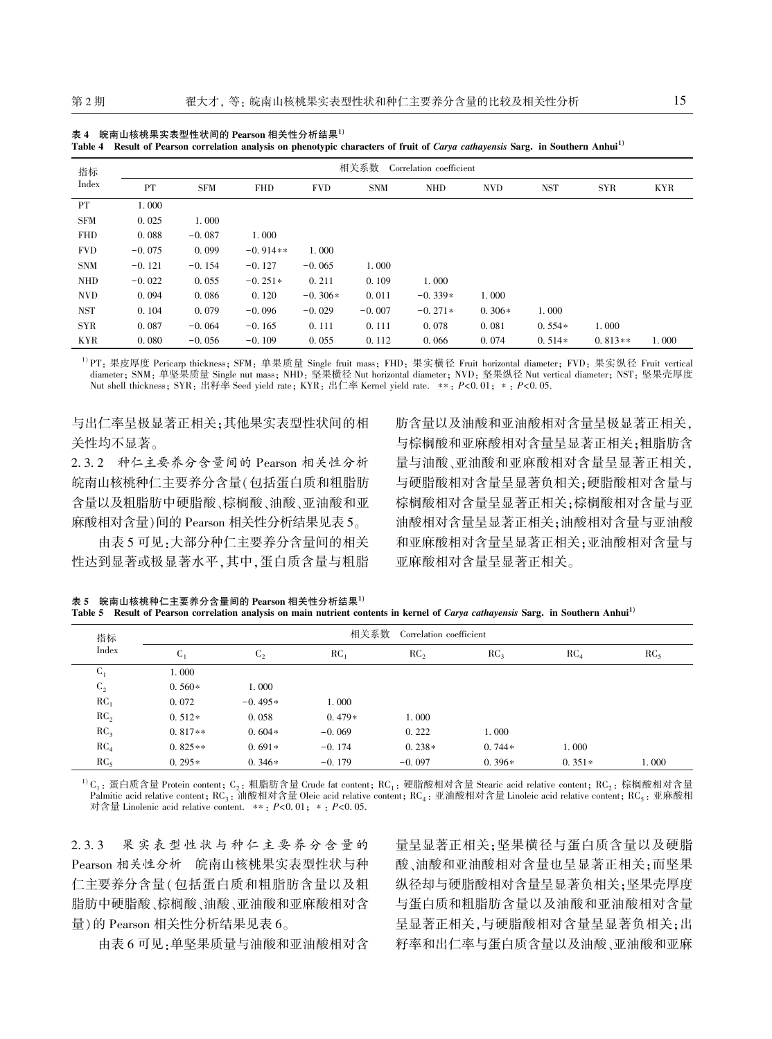**表 4　皖南山核桃果实表型性状间的 Pearson 相关性分析结果[1)]**

**Table 4　Result of Pearson correlation analysis on phenotypic characters of fruit of *Carya cathayensis* Sarg. in Southern Anhui[1)]**

| 指标 Index | 相关系数 Correlation coefficient | | | | | | | | | |
|---|---|---|---|---|---|---|---|---|---|---|
| | PT | SFM | FHD | FVD | SNM | NHD | NVD | NST | SYR | KYR |
| PT | 1.000 | | | | | | | | | |
| SFM | 0.025 | 1.000 | | | | | | | | |
| FHD | 0.088 | −0.087 | 1.000 | | | | | | | |
| FVD | −0.075 | 0.099 | −0.914** | 1.000 | | | | | | |
| SNM | −0.121 | −0.154 | −0.127 | −0.065 | 1.000 | | | | | |
| NHD | −0.022 | 0.055 | −0.251* | 0.211 | 0.109 | 1.000 | | | | |
| NVD | 0.094 | 0.086 | 0.120 | −0.306* | 0.011 | −0.339* | 1.000 | | | |
| NST | 0.104 | 0.079 | −0.096 | −0.029 | −0.007 | −0.271* | 0.306* | 1.000 | | |
| SYR | 0.087 | −0.064 | −0.165 | 0.111 | 0.111 | 0.078 | 0.081 | 0.554* | 1.000 | |
| KYR | 0.080 | −0.056 | −0.109 | 0.055 | 0.112 | 0.066 | 0.074 | 0.514* | 0.813** | 1.000 |

1) PT：果皮厚度 Pericarp thickness；SFM：单果质量 Single fruit mass；FHD：果实横径 Fruit horizontal diameter；FVD：果实纵径 Fruit vertical diameter；SNM：单坚果质量 Single nut mass；NHD：坚果横径 Nut horizontal diameter；NVD：坚果纵径 Nut vertical diameter；NST：坚果壳厚度 Nut shell thickness；SYR：出籽率 Seed yield rate；KYR：出仁率 Kernel yield rate. **：$P<0.01$；*：$P<0.05$.

与出仁率呈极显著正相关；其他果实表型性状间的相关性均不显著。

### 2.3.2　种仁主要养分含量间的 Pearson 相关性分析

皖南山核桃种仁主要养分含量(包括蛋白质和粗脂肪含量以及粗脂肪中硬脂酸、棕榈酸、油酸、亚油酸和亚麻酸相对含量)间的 Pearson 相关性分析结果见表 5。

由表 5 可见：大部分种仁主要养分含量间的相关性达到显著或极显著水平，其中，蛋白质含量与粗脂肪含量以及油酸和亚油酸相对含量呈极显著正相关，与棕榈酸和亚麻酸相对含量呈显著正相关；粗脂肪含量与油酸、亚油酸和亚麻酸相对含量呈显著正相关，与硬脂酸相对含量呈显著负相关；硬脂酸相对含量与棕榈酸相对含量呈显著正相关；棕榈酸相对含量与亚油酸相对含量呈显著正相关；油酸相对含量与亚油酸和亚麻酸相对含量呈显著正相关；亚油酸相对含量与亚麻酸相对含量呈显著正相关。

**表 5　皖南山核桃种仁主要养分含量间的 Pearson 相关性分析结果[1)]**

**Table 5　Result of Pearson correlation analysis on main nutrient contents in kernel of *Carya cathayensis* Sarg. in Southern Anhui[1)]**

| 指标 Index | 相关系数 Correlation coefficient | | | | | | |
|---|---|---|---|---|---|---|---|
| | $C_1$ | $C_2$ | $RC_1$ | $RC_2$ | $RC_3$ | $RC_4$ | $RC_5$ |
| $C_1$ | 1.000 | | | | | | |
| $C_2$ | 0.560* | 1.000 | | | | | |
| $RC_1$ | 0.072 | −0.495* | 1.000 | | | | |
| $RC_2$ | 0.512* | 0.058 | 0.479* | 1.000 | | | |
| $RC_3$ | 0.817** | 0.604* | −0.069 | 0.222 | 1.000 | | |
| $RC_4$ | 0.825** | 0.691* | −0.174 | 0.238* | 0.744* | 1.000 | |
| $RC_5$ | 0.295* | 0.346* | −0.179 | −0.097 | 0.396* | 0.351* | 1.000 |

1) $C_1$：蛋白质含量 Protein content；$C_2$：粗脂肪含量 Crude fat content；$RC_1$：硬脂酸相对含量 Stearic acid relative content；$RC_2$：棕榈酸相对含量 Palmitic acid relative content；$RC_3$：油酸相对含量 Oleic acid relative content；$RC_4$：亚油酸相对含量 Linoleic acid relative content；$RC_5$：亚麻酸相对含量 Linolenic acid relative content. **：$P<0.01$；*：$P<0.05$.

### 2.3.3　果实表型性状与种仁主要养分含量的 Pearson 相关性分析

皖南山核桃果实表型性状与种仁主要养分含量(包括蛋白质和粗脂肪含量以及粗脂肪中硬脂酸、棕榈酸、油酸、亚油酸和亚麻酸相对含量)的 Pearson 相关性分析结果见表 6。

由表 6 可见：单坚果质量与油酸和亚油酸相对含量呈显著正相关；坚果横径与蛋白质含量以及硬脂酸、油酸和亚油酸相对含量也呈显著正相关；而坚果纵径却与硬脂酸相对含量呈显著负相关；坚果壳厚度与蛋白质和粗脂肪含量以及油酸和亚油酸相对含量呈显著正相关，与硬脂酸相对含量呈显著负相关；出籽率和出仁率与蛋白质含量以及油酸、亚油酸和亚麻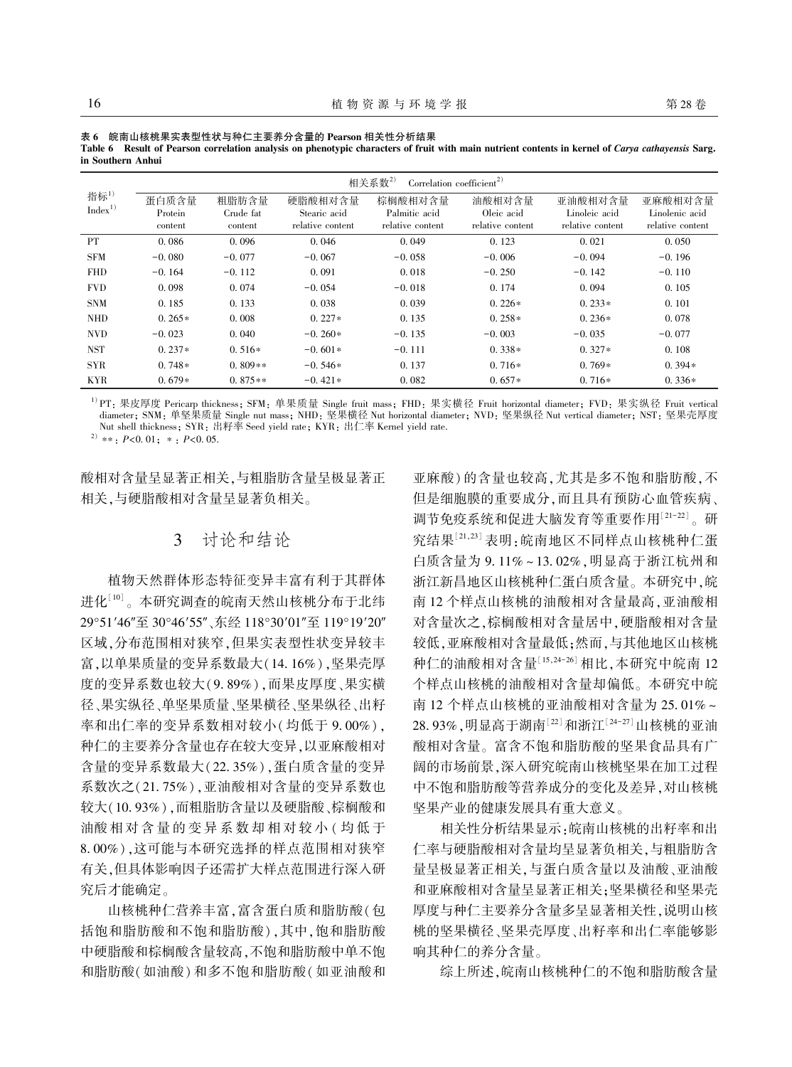表 6　皖南山核桃果实表型性状与种仁主要养分含量的 Pearson 相关性分析结果

Table 6　Result of Pearson correlation analysis on phenotypic characters of fruit with main nutrient contents in kernel of *Carya cathayensis* Sarg. in Southern Anhui

| 指标[1) ] Index[1)] | 相关系数[2)] Correlation coefficient[2)] | | | | | | |
|---|---|---|---|---|---|---|---|
| | 蛋白质含量 Protein content | 粗脂肪含量 Crude fat content | 硬脂酸相对含量 Stearic acid relative content | 棕榈酸相对含量 Palmitic acid relative content | 油酸相对含量 Oleic acid relative content | 亚油酸相对含量 Linoleic acid relative content | 亚麻酸相对含量 Linolenic acid relative content |
| PT | 0.086 | 0.096 | 0.046 | 0.049 | 0.123 | 0.021 | 0.050 |
| SFM | −0.080 | −0.077 | −0.067 | −0.058 | −0.006 | −0.094 | −0.196 |
| FHD | −0.164 | −0.112 | 0.091 | 0.018 | −0.250 | −0.142 | −0.110 |
| FVD | 0.098 | 0.074 | −0.054 | −0.018 | 0.174 | 0.094 | 0.105 |
| SNM | 0.185 | 0.133 | 0.038 | 0.039 | 0.226* | 0.233* | 0.101 |
| NHD | 0.265* | 0.008 | 0.227* | 0.135 | 0.258* | 0.236* | 0.078 |
| NVD | −0.023 | 0.040 | −0.260* | −0.135 | −0.003 | −0.035 | −0.077 |
| NST | 0.237* | 0.516* | −0.601* | −0.111 | 0.338* | 0.327* | 0.108 |
| SYR | 0.748* | 0.809** | −0.546* | 0.137 | 0.716* | 0.769* | 0.394* |
| KYR | 0.679* | 0.875** | −0.421* | 0.082 | 0.657* | 0.716* | 0.336* |

[1)] PT: 果皮厚度 Pericarp thickness; SFM: 单果质量 Single fruit mass; FHD: 果实横径 Fruit horizontal diameter; FVD: 果实纵径 Fruit vertical diameter; SNM: 单坚果质量 Single nut mass; NHD: 坚果横径 Nut horizontal diameter; NVD: 坚果纵径 Nut vertical diameter; NST: 坚果壳厚度 Nut shell thickness; SYR: 出籽率 Seed yield rate; KYR: 出仁率 Kernel yield rate.

[2)] **: $P<0.01$; *: $P<0.05$.

酸相对含量呈显著正相关,与粗脂肪含量呈极显著正相关,与硬脂酸相对含量呈显著负相关。

## 3　讨论和结论

植物天然群体形态特征变异丰富有利于其群体进化[10]。本研究调查的皖南天然山核桃分布于北纬29°51′46″至30°46′55″、东经118°30′01″至119°19′20″区域,分布范围相对狭窄,但果实表型性状变异较丰富,以单果质量的变异系数最大(14.16%),坚果壳厚度的变异系数也较大(9.89%),而果皮厚度、果实横径、果实纵径、单坚果质量、坚果横径、坚果纵径、出籽率和出仁率的变异系数相对较小(均低于9.00%),种仁的主要养分含量也存在较大变异,以亚麻酸相对含量的变异系数最大(22.35%),蛋白质含量的变异系数次之(21.75%),亚油酸相对含量的变异系数也较大(10.93%),而粗脂肪含量以及硬脂酸、棕榈酸和油酸相对含量的变异系数却相对较小(均低于8.00%),这可能与本研究选择的样点范围相对狭窄有关,但具体影响因子还需扩大样点范围进行深入研究后才能确定。

山核桃种仁营养丰富,富含蛋白质和脂肪酸(包括饱和脂肪酸和不饱和脂肪酸),其中,饱和脂肪酸中硬脂酸和棕榈酸含量较高,不饱和脂肪酸中单不饱和脂肪酸(如油酸)和多不饱和脂肪酸(如亚油酸和亚麻酸)的含量也较高,尤其是多不饱和脂肪酸,不但是细胞膜的重要成分,而且具有预防心血管疾病、调节免疫系统和促进大脑发育等重要作用[21-22]。研究结果[21,23]表明:皖南地区不同样点山核桃种仁蛋白质含量为9.11%~13.02%,明显高于浙江杭州和浙江新昌地区山核桃种仁蛋白质含量。本研究中,皖南12个样点山核桃的油酸相对含量最高,亚油酸相对含量次之,棕榈酸相对含量居中,硬脂酸相对含量较低,亚麻酸相对含量最低;然而,与其他地区山核桃种仁的油酸相对含量[15,24-26]相比,本研究中皖南12个样点山核桃的油酸相对含量却偏低。本研究中皖南12个样点山核桃的亚油酸相对含量为25.01%~28.93%,明显高于湖南[22]和浙江[24-27]山核桃的亚油酸相对含量。富含不饱和脂肪酸的坚果食品具有广阔的市场前景,深入研究皖南山核桃坚果在加工过程中不饱和脂肪酸等营养成分的变化及差异,对山核桃坚果产业的健康发展具有重大意义。

相关性分析结果显示:皖南山核桃的出籽率和出仁率与硬脂酸相对含量均呈显著负相关,与粗脂肪含量呈极显著正相关,与蛋白质含量以及油酸、亚油酸和亚麻酸相对含量呈显著正相关;坚果横径和坚果壳厚度与种仁主要养分含量多呈显著相关性,说明山核桃的坚果横径、坚果壳厚度、出籽率和出仁率能够影响其种仁的养分含量。

综上所述,皖南山核桃种仁的不饱和脂肪酸含量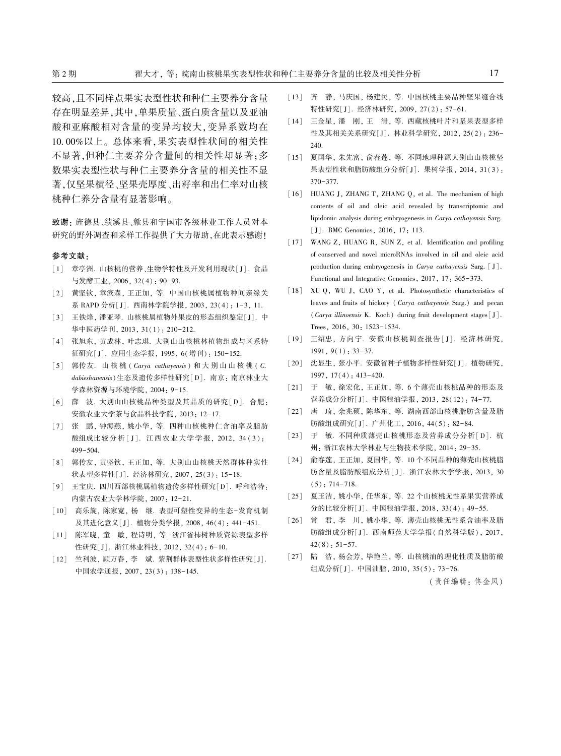较高,且不同样点果实表型性状和种仁主要养分含量存在明显差异,其中,单果质量、蛋白质含量以及亚油酸和亚麻酸相对含量的变异均较大,变异系数均在10.00%以上。总体来看,果实表型性状间的相关性不显著,但种仁主要养分含量间的相关性却显著;多数果实表型性状与种仁主要养分含量的相关性不显著,仅坚果横径、坚果壳厚度、出籽率和出仁率对山核桃种仁养分含量有显著影响。

**致谢**:旌德县、绩溪县、歙县和宁国市各级林业工作人员对本研究的野外调查和采样工作提供了大力帮助,在此表示感谢!

**参考文献**:

[1] 章亭洲. 山核桃的营养、生物学特性及开发利用现状[J]. 食品与发酵工业, 2006, 32(4): 90-93.

[2] 黄坚钦, 章滨森, 王正加, 等. 中国山核桃属植物种间亲缘关系 RAPD 分析[J]. 西南林学院学报, 2003, 23(4): 1-3, 11.

[3] 王铁烽, 潘亚琴. 山核桃属植物外果皮的形态组织鉴定[J]. 中华中医药学刊, 2013, 31(1): 210-212.

[4] 张旭东, 黄成林, 叶志琪. 大别山山核桃林植物组成与区系特征研究[J]. 应用生态学报, 1995, 6(增刊): 150-152.

[5] 郭传友. 山核桃(*Carya cathayensis*)和大别山山核桃(*C. dabieshanensis*)生态及遗传多样性研究[D]. 南京: 南京林业大学森林资源与环境学院, 2004: 9-15.

[6] 薛波. 大别山山核桃品种类型及其品质的研究[D]. 合肥: 安徽农业大学茶与食品科技学院, 2013: 12-17.

[7] 张鹏, 钟海燕, 姚小华, 等. 四种山核桃种仁含油率及脂肪酸组成比较分析[J]. 江西农业大学学报, 2012, 34(3): 499-504.

[8] 郭传友, 黄坚钦, 王正加, 等. 大别山山核桃天然群体种实性状表型多样性[J]. 经济林研究, 2007, 25(3): 15-18.

[9] 王宝庆. 四川西部核桃属植物遗传多样性研究[D]. 呼和浩特: 内蒙古农业大学林学院, 2007: 12-21.

[10] 高乐旋, 陈家宽, 杨继. 表型可塑性变异的生态-发育机制及其进化意义[J]. 植物分类学报, 2008, 46(4): 441-451.

[11] 陈军晓, 童敏, 程诗明, 等. 浙江省柿树种质资源表型多样性研究[J]. 浙江林业科技, 2012, 32(4): 6-10.

[12] 竺利波, 顾万春, 李斌. 紫荆群体表型性状多样性研究[J]. 中国农学通报, 2007, 23(3): 138-145.

[13] 齐静, 马庆国, 杨建民, 等. 中国核桃主要品种坚果缝合线特性研究[J]. 经济林研究, 2009, 27(2): 57-61.

[14] 王金星, 潘刚, 王滑, 等. 西藏核桃叶片和坚果表型多样性及其相关关系研究[J]. 林业科学研究, 2012, 25(2): 236-240.

[15] 夏国华, 朱先富, 俞春莲, 等. 不同地理种源大别山山核桃坚果表型性状和脂肪酸组分分析[J]. 果树学报, 2014, 31(3): 370-377.

[16] HUANG J, ZHANG T, ZHANG Q, et al. The mechanism of high contents of oil and oleic acid revealed by transcriptomic and lipidomic analysis during embryogenesis in *Carya cathayensis* Sarg. [J]. BMC Genomics, 2016, 17: 113.

[17] WANG Z, HUANG R, SUN Z, et al. Identification and profiling of conserved and novel microRNAs involved in oil and oleic acid production during embryogenesis in *Carya cathayensis* Sarg. [J]. Functional and Integrative Genomics, 2017, 17: 365-373.

[18] XU Q, WU J, CAO Y, et al. Photosynthetic characteristics of leaves and fruits of hickory (*Carya cathayensis* Sarg.) and pecan (*Carya illinoensis* K. Koch) during fruit development stages[J]. Trees, 2016, 30: 1523-1534.

[19] 王绍忠, 方向宁. 安徽山核桃调查报告[J]. 经济林研究, 1991, 9(1): 33-37.

[20] 沈显生, 张小平. 安徽省种子植物多样性研究[J]. 植物研究, 1997, 17(4): 413-420.

[21] 于敏, 徐宏化, 王正加, 等. 6 个薄壳山核桃品种的形态及营养成分分析[J]. 中国粮油学报, 2013, 28(12): 74-77.

[22] 唐琦, 余兆硕, 陈华东, 等. 湖南西部山核桃脂肪含量及脂肪酸组成研究[J]. 广州化工, 2016, 44(5): 82-84.

[23] 于敏. 不同种质薄壳山核桃形态及营养成分分析[D]. 杭州: 浙江农林大学林业与生物技术学院, 2014: 29-35.

[24] 俞春莲, 王正加, 夏国华, 等. 10 个不同品种的薄壳山核桃脂肪含量及脂肪酸组成分析[J]. 浙江农林大学学报, 2013, 30(5): 714-718.

[25] 夏玉洁, 姚小华, 任华东, 等. 22 个山核桃无性系果实营养成分的比较分析[J]. 中国粮油学报, 2018, 33(4): 49-55.

[26] 常君, 李川, 姚小华, 等. 薄壳山核桃无性系含油率及脂肪酸组成分析[J]. 西南师范大学学报(自然科学版), 2017, 42(8): 51-57.

[27] 陆浩, 杨会芳, 毕艳兰, 等. 山核桃油的理化性质及脂肪酸组成分析[J]. 中国油脂, 2010, 35(5): 73-76.

(责任编辑: 佟金凤)